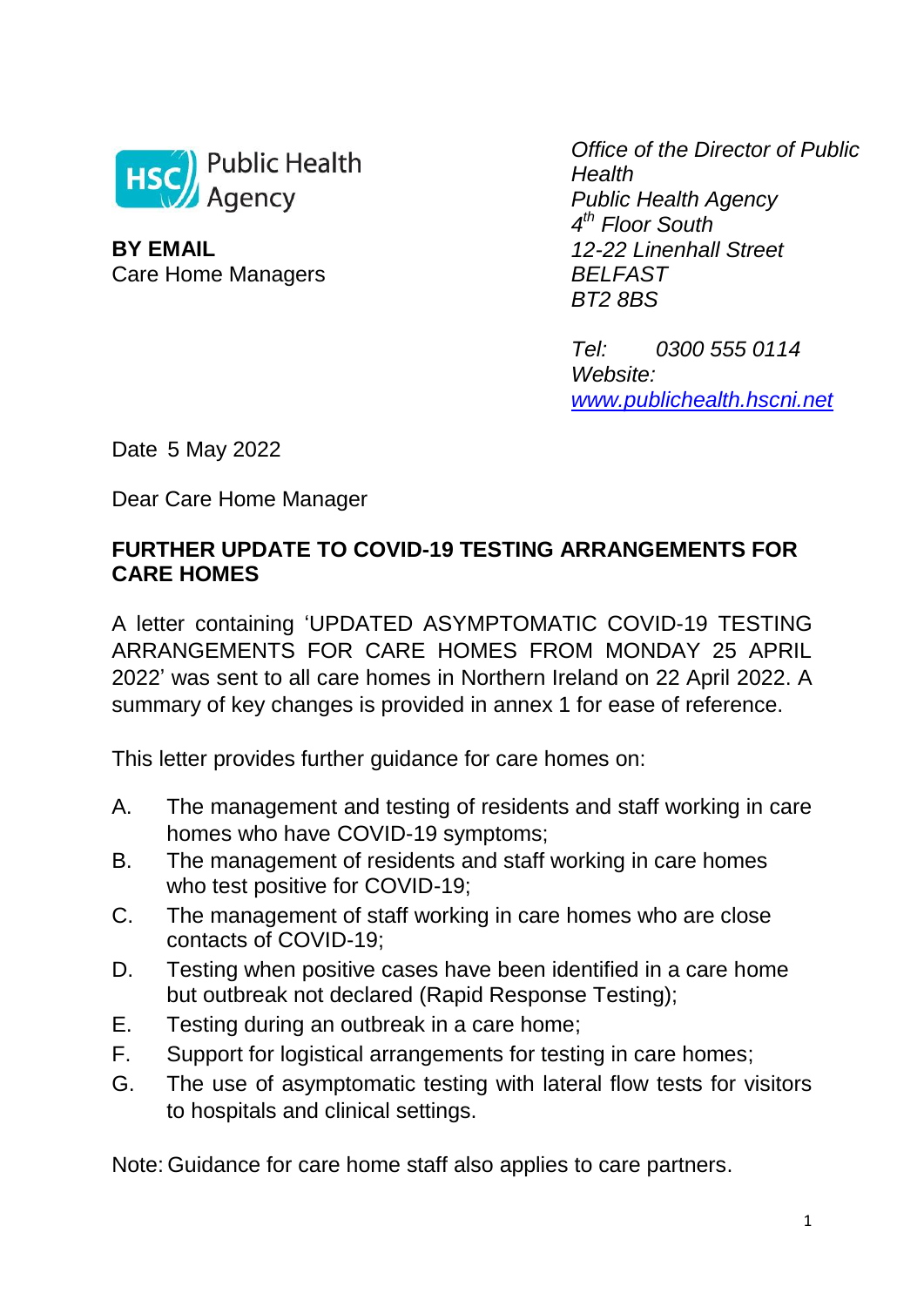HSC Public Health Agency

**BY EMAIL**
Care Home Managers

*Office of the Director of Public Health*
*Public Health Agency*
*4th Floor South*
*12-22 Linenhall Street*
*BELFAST*
*BT2 8BS*

*Tel: 0300 555 0114*
*Website:* *www.publichealth.hscni.net*

Date 5 May 2022

Dear Care Home Manager

**FURTHER UPDATE TO COVID-19 TESTING ARRANGEMENTS FOR CARE HOMES**

A letter containing 'UPDATED ASYMPTOMATIC COVID-19 TESTING ARRANGEMENTS FOR CARE HOMES FROM MONDAY 25 APRIL 2022' was sent to all care homes in Northern Ireland on 22 April 2022. A summary of key changes is provided in annex 1 for ease of reference.

This letter provides further guidance for care homes on:

A. The management and testing of residents and staff working in care homes who have COVID-19 symptoms;
B. The management of residents and staff working in care homes who test positive for COVID-19;
C. The management of staff working in care homes who are close contacts of COVID-19;
D. Testing when positive cases have been identified in a care home but outbreak not declared (Rapid Response Testing);
E. Testing during an outbreak in a care home;
F. Support for logistical arrangements for testing in care homes;
G. The use of asymptomatic testing with lateral flow tests for visitors to hospitals and clinical settings.

Note: Guidance for care home staff also applies to care partners.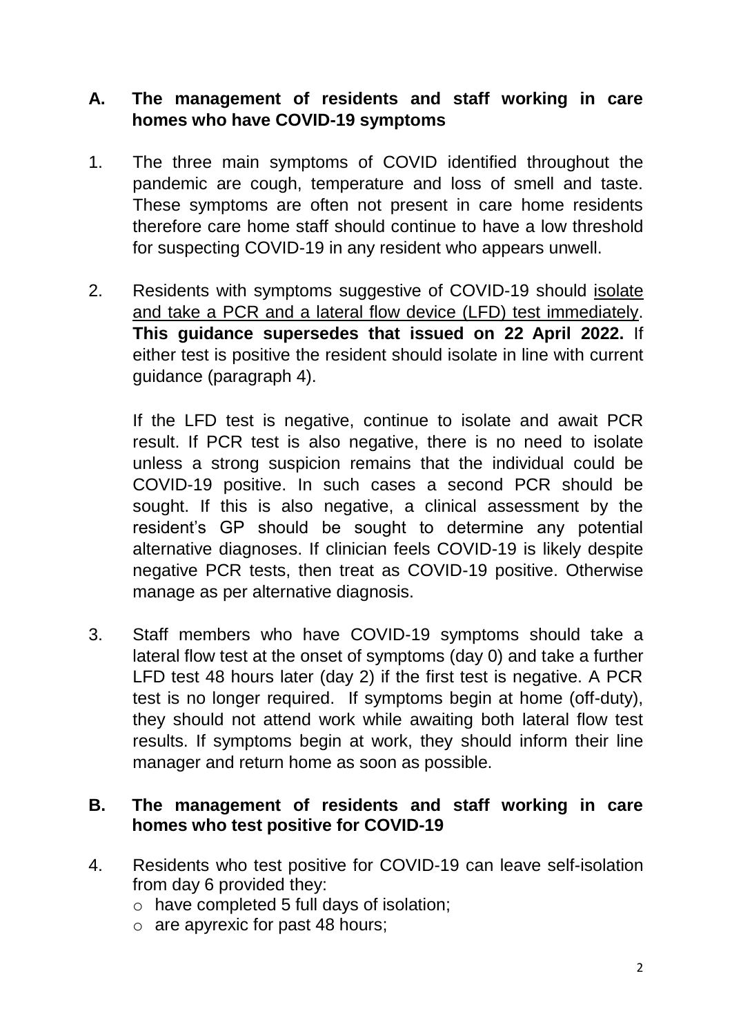## A. The management of residents and staff working in care homes who have COVID-19 symptoms

1. The three main symptoms of COVID identified throughout the pandemic are cough, temperature and loss of smell and taste. These symptoms are often not present in care home residents therefore care home staff should continue to have a low threshold for suspecting COVID-19 in any resident who appears unwell.

2. Residents with symptoms suggestive of COVID-19 should isolate and take a PCR and a lateral flow device (LFD) test immediately. **This guidance supersedes that issued on 22 April 2022.** If either test is positive the resident should isolate in line with current guidance (paragraph 4).

   If the LFD test is negative, continue to isolate and await PCR result. If PCR test is also negative, there is no need to isolate unless a strong suspicion remains that the individual could be COVID-19 positive. In such cases a second PCR should be sought. If this is also negative, a clinical assessment by the resident's GP should be sought to determine any potential alternative diagnoses. If clinician feels COVID-19 is likely despite negative PCR tests, then treat as COVID-19 positive. Otherwise manage as per alternative diagnosis.

3. Staff members who have COVID-19 symptoms should take a lateral flow test at the onset of symptoms (day 0) and take a further LFD test 48 hours later (day 2) if the first test is negative. A PCR test is no longer required. If symptoms begin at home (off-duty), they should not attend work while awaiting both lateral flow test results. If symptoms begin at work, they should inform their line manager and return home as soon as possible.

## B. The management of residents and staff working in care homes who test positive for COVID-19

4. Residents who test positive for COVID-19 can leave self-isolation from day 6 provided they:
   - have completed 5 full days of isolation;
   - are apyrexic for past 48 hours;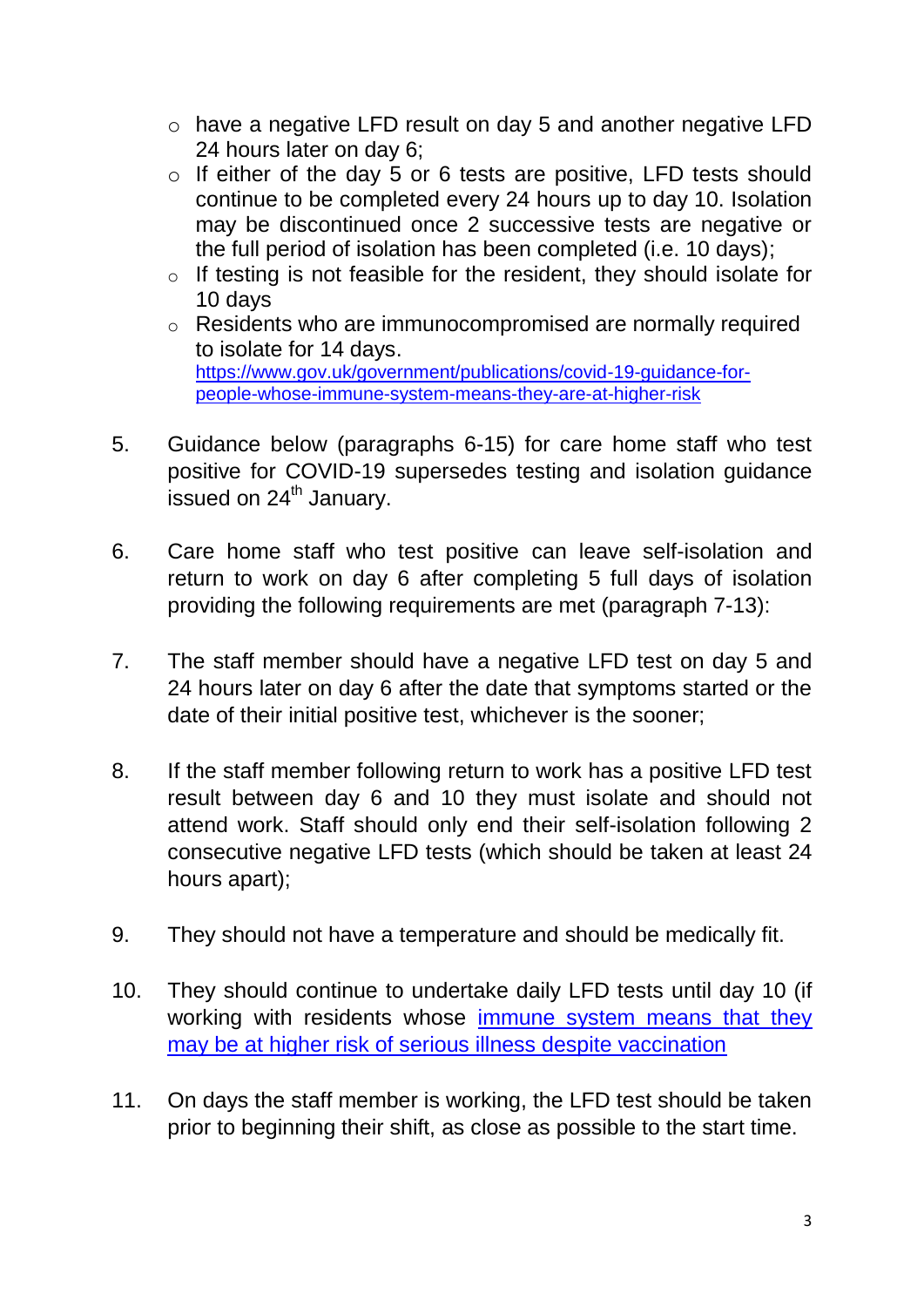- have a negative LFD result on day 5 and another negative LFD 24 hours later on day 6;
- If either of the day 5 or 6 tests are positive, LFD tests should continue to be completed every 24 hours up to day 10. Isolation may be discontinued once 2 successive tests are negative or the full period of isolation has been completed (i.e. 10 days);
- If testing is not feasible for the resident, they should isolate for 10 days
- Residents who are immunocompromised are normally required to isolate for 14 days. [https://www.gov.uk/government/publications/covid-19-guidance-for-people-whose-immune-system-means-they-are-at-higher-risk](https://www.gov.uk/government/publications/covid-19-guidance-for-people-whose-immune-system-means-they-are-at-higher-risk)

5. Guidance below (paragraphs 6-15) for care home staff who test positive for COVID-19 supersedes testing and isolation guidance issued on 24th January.

6. Care home staff who test positive can leave self-isolation and return to work on day 6 after completing 5 full days of isolation providing the following requirements are met (paragraph 7-13):

7. The staff member should have a negative LFD test on day 5 and 24 hours later on day 6 after the date that symptoms started or the date of their initial positive test, whichever is the sooner;

8. If the staff member following return to work has a positive LFD test result between day 6 and 10 they must isolate and should not attend work. Staff should only end their self-isolation following 2 consecutive negative LFD tests (which should be taken at least 24 hours apart);

9. They should not have a temperature and should be medically fit.

10. They should continue to undertake daily LFD tests until day 10 (if working with residents whose immune system means that they may be at higher risk of serious illness despite vaccination

11. On days the staff member is working, the LFD test should be taken prior to beginning their shift, as close as possible to the start time.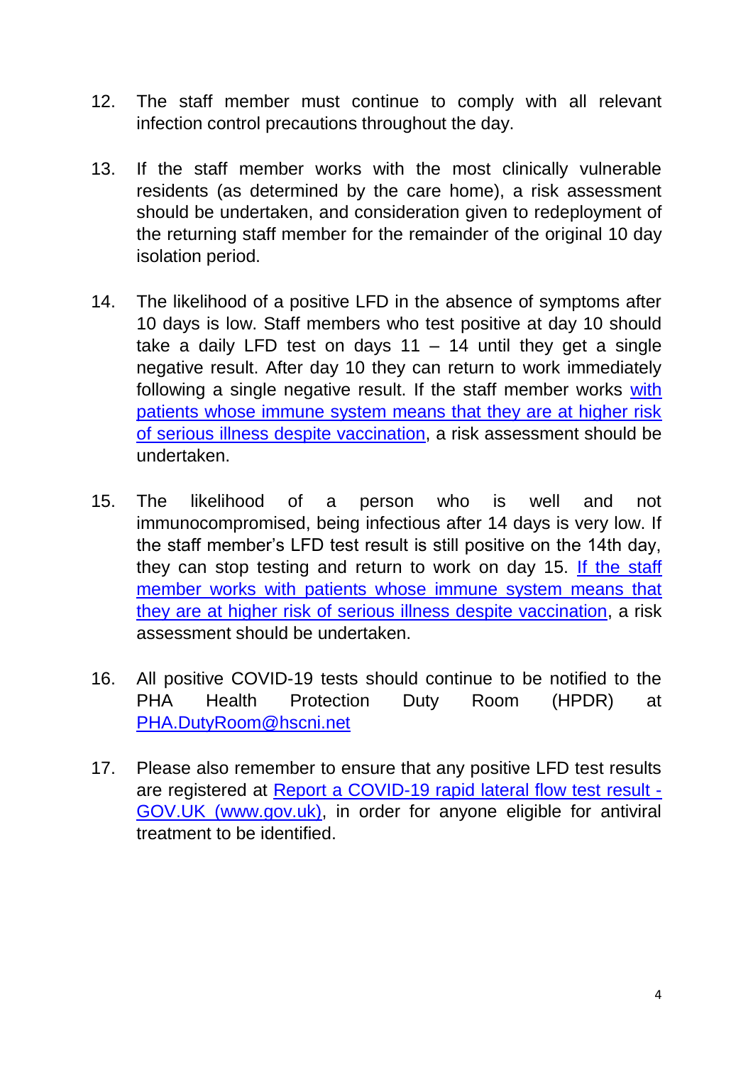12. The staff member must continue to comply with all relevant infection control precautions throughout the day.

13. If the staff member works with the most clinically vulnerable residents (as determined by the care home), a risk assessment should be undertaken, and consideration given to redeployment of the returning staff member for the remainder of the original 10 day isolation period.

14. The likelihood of a positive LFD in the absence of symptoms after 10 days is low. Staff members who test positive at day 10 should take a daily LFD test on days 11 – 14 until they get a single negative result. After day 10 they can return to work immediately following a single negative result. If the staff member works with patients whose immune system means that they are at higher risk of serious illness despite vaccination, a risk assessment should be undertaken.

15. The likelihood of a person who is well and not immunocompromised, being infectious after 14 days is very low. If the staff member's LFD test result is still positive on the 14th day, they can stop testing and return to work on day 15. If the staff member works with patients whose immune system means that they are at higher risk of serious illness despite vaccination, a risk assessment should be undertaken.

16. All positive COVID-19 tests should continue to be notified to the PHA Health Protection Duty Room (HPDR) at PHA.DutyRoom@hscni.net

17. Please also remember to ensure that any positive LFD test results are registered at Report a COVID-19 rapid lateral flow test result - GOV.UK (www.gov.uk), in order for anyone eligible for antiviral treatment to be identified.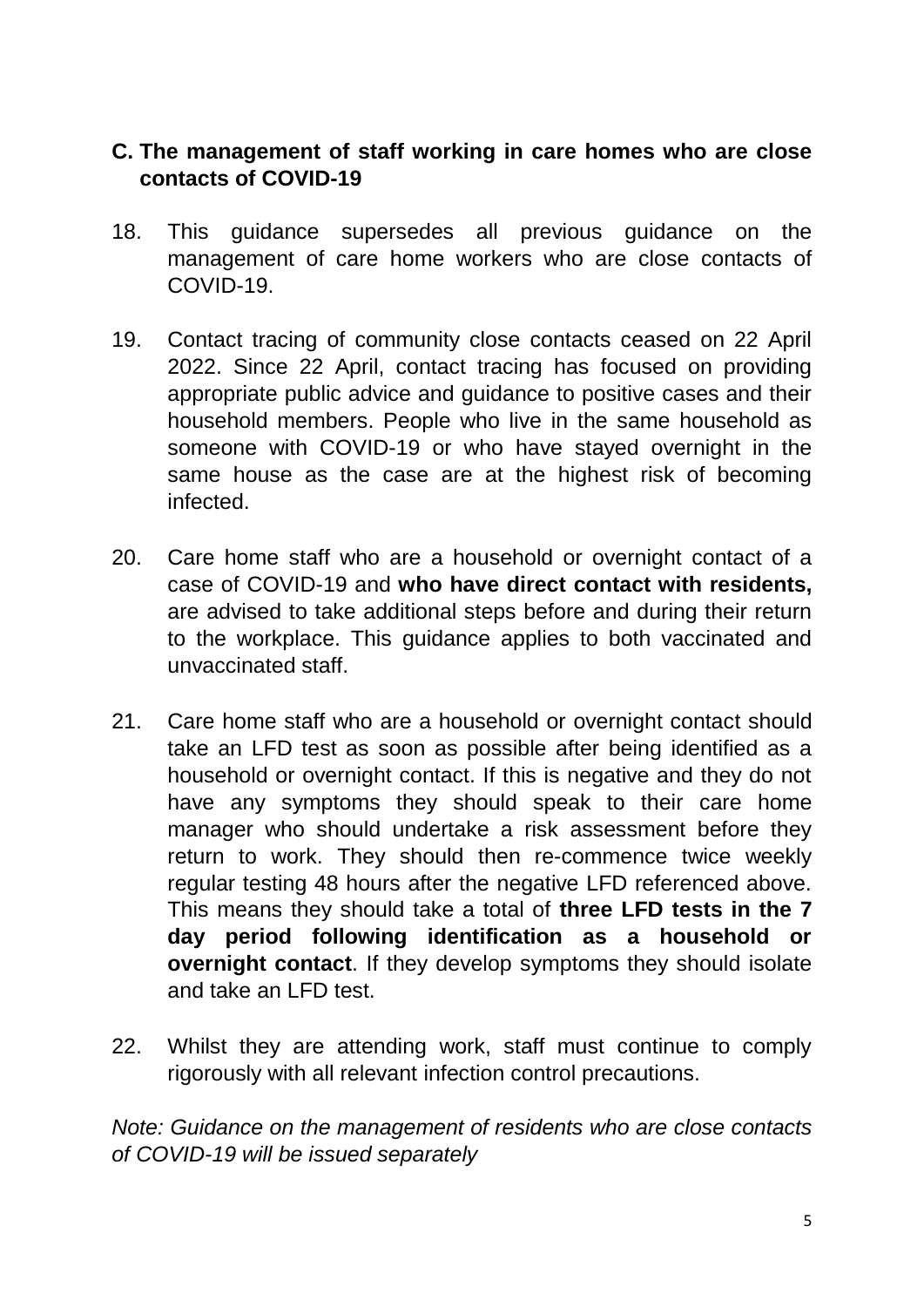## C. The management of staff working in care homes who are close contacts of COVID-19

18. This guidance supersedes all previous guidance on the management of care home workers who are close contacts of COVID-19.

19. Contact tracing of community close contacts ceased on 22 April 2022. Since 22 April, contact tracing has focused on providing appropriate public advice and guidance to positive cases and their household members. People who live in the same household as someone with COVID-19 or who have stayed overnight in the same house as the case are at the highest risk of becoming infected.

20. Care home staff who are a household or overnight contact of a case of COVID-19 and **who have direct contact with residents,** are advised to take additional steps before and during their return to the workplace. This guidance applies to both vaccinated and unvaccinated staff.

21. Care home staff who are a household or overnight contact should take an LFD test as soon as possible after being identified as a household or overnight contact. If this is negative and they do not have any symptoms they should speak to their care home manager who should undertake a risk assessment before they return to work. They should then re-commence twice weekly regular testing 48 hours after the negative LFD referenced above. This means they should take a total of **three LFD tests in the 7 day period following identification as a household or overnight contact**. If they develop symptoms they should isolate and take an LFD test.

22. Whilst they are attending work, staff must continue to comply rigorously with all relevant infection control precautions.

*Note: Guidance on the management of residents who are close contacts of COVID-19 will be issued separately*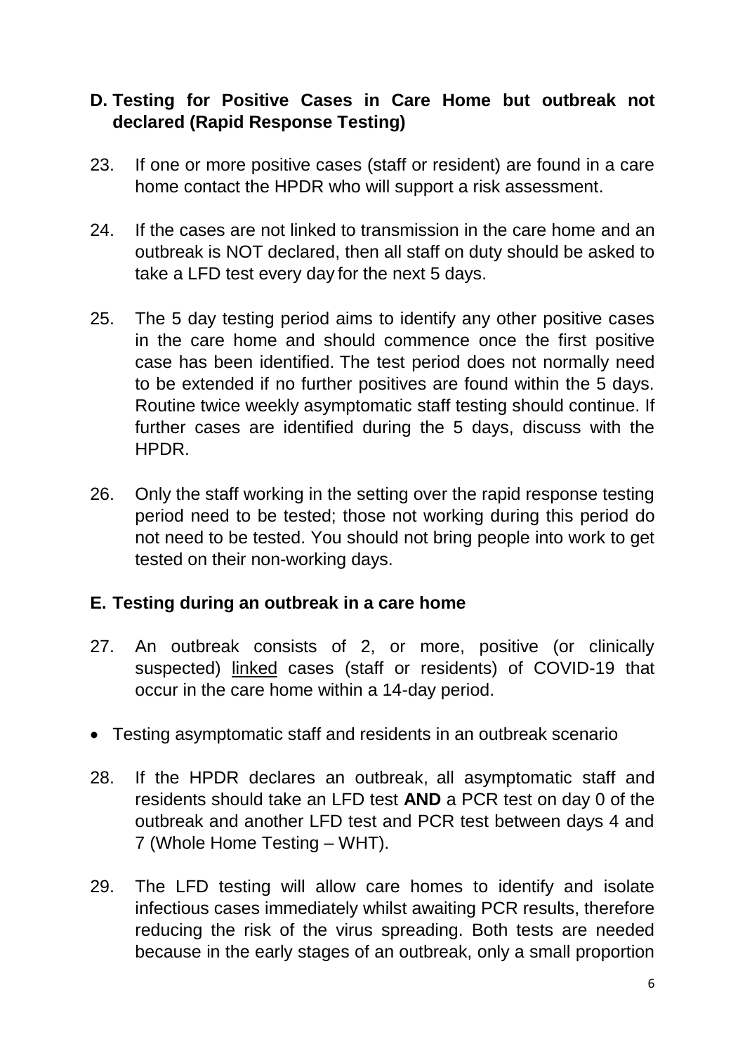## D. Testing for Positive Cases in Care Home but outbreak not declared (Rapid Response Testing)

23. If one or more positive cases (staff or resident) are found in a care home contact the HPDR who will support a risk assessment.

24. If the cases are not linked to transmission in the care home and an outbreak is NOT declared, then all staff on duty should be asked to take a LFD test every day for the next 5 days.

25. The 5 day testing period aims to identify any other positive cases in the care home and should commence once the first positive case has been identified. The test period does not normally need to be extended if no further positives are found within the 5 days. Routine twice weekly asymptomatic staff testing should continue. If further cases are identified during the 5 days, discuss with the HPDR.

26. Only the staff working in the setting over the rapid response testing period need to be tested; those not working during this period do not need to be tested. You should not bring people into work to get tested on their non-working days.

## E. Testing during an outbreak in a care home

27. An outbreak consists of 2, or more, positive (or clinically suspected) linked cases (staff or residents) of COVID-19 that occur in the care home within a 14-day period.

- Testing asymptomatic staff and residents in an outbreak scenario

28. If the HPDR declares an outbreak, all asymptomatic staff and residents should take an LFD test **AND** a PCR test on day 0 of the outbreak and another LFD test and PCR test between days 4 and 7 (Whole Home Testing – WHT).

29. The LFD testing will allow care homes to identify and isolate infectious cases immediately whilst awaiting PCR results, therefore reducing the risk of the virus spreading. Both tests are needed because in the early stages of an outbreak, only a small proportion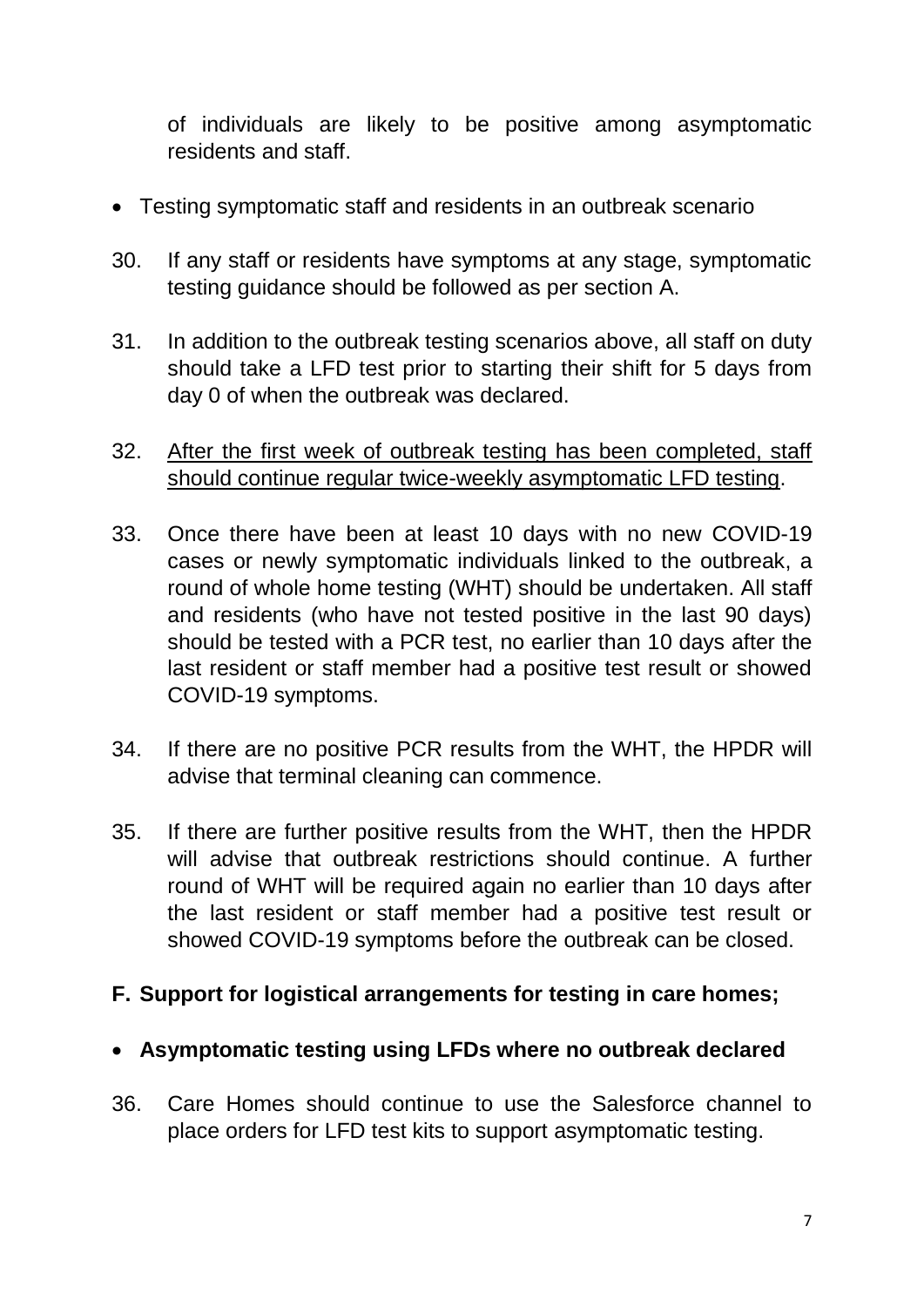of individuals are likely to be positive among asymptomatic residents and staff.

- Testing symptomatic staff and residents in an outbreak scenario

30. If any staff or residents have symptoms at any stage, symptomatic testing guidance should be followed as per section A.

31. In addition to the outbreak testing scenarios above, all staff on duty should take a LFD test prior to starting their shift for 5 days from day 0 of when the outbreak was declared.

32. <u>After the first week of outbreak testing has been completed, staff should continue regular twice-weekly asymptomatic LFD testing</u>.

33. Once there have been at least 10 days with no new COVID-19 cases or newly symptomatic individuals linked to the outbreak, a round of whole home testing (WHT) should be undertaken. All staff and residents (who have not tested positive in the last 90 days) should be tested with a PCR test, no earlier than 10 days after the last resident or staff member had a positive test result or showed COVID-19 symptoms.

34. If there are no positive PCR results from the WHT, the HPDR will advise that terminal cleaning can commence.

35. If there are further positive results from the WHT, then the HPDR will advise that outbreak restrictions should continue. A further round of WHT will be required again no earlier than 10 days after the last resident or staff member had a positive test result or showed COVID-19 symptoms before the outbreak can be closed.

## F. Support for logistical arrangements for testing in care homes;

- **Asymptomatic testing using LFDs where no outbreak declared**

36. Care Homes should continue to use the Salesforce channel to place orders for LFD test kits to support asymptomatic testing.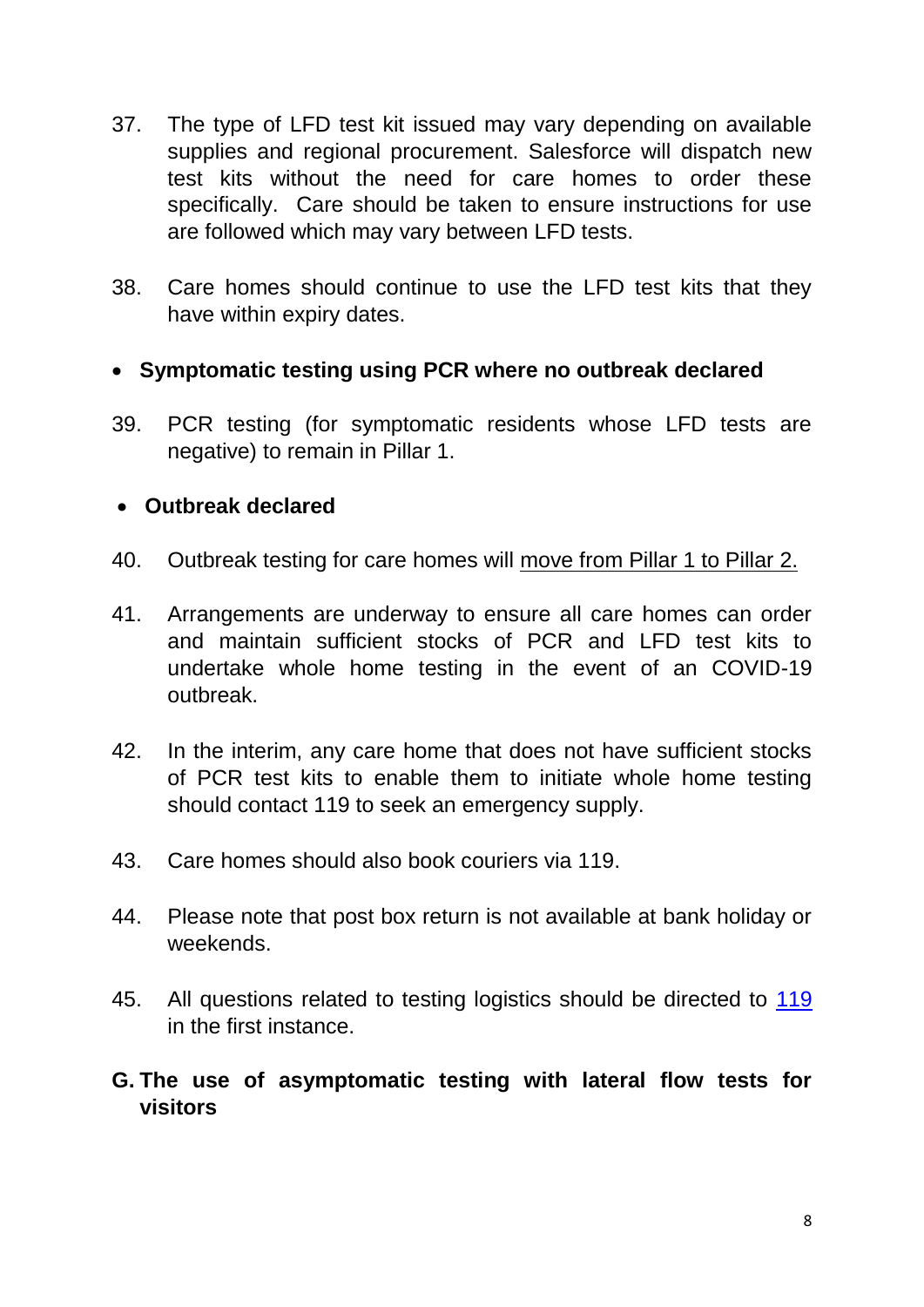37. The type of LFD test kit issued may vary depending on available supplies and regional procurement. Salesforce will dispatch new test kits without the need for care homes to order these specifically. Care should be taken to ensure instructions for use are followed which may vary between LFD tests.

38. Care homes should continue to use the LFD test kits that they have within expiry dates.

- **Symptomatic testing using PCR where no outbreak declared**

39. PCR testing (for symptomatic residents whose LFD tests are negative) to remain in Pillar 1.

- **Outbreak declared**

40. Outbreak testing for care homes will move from Pillar 1 to Pillar 2.

41. Arrangements are underway to ensure all care homes can order and maintain sufficient stocks of PCR and LFD test kits to undertake whole home testing in the event of an COVID-19 outbreak.

42. In the interim, any care home that does not have sufficient stocks of PCR test kits to enable them to initiate whole home testing should contact 119 to seek an emergency supply.

43. Care homes should also book couriers via 119.

44. Please note that post box return is not available at bank holiday or weekends.

45. All questions related to testing logistics should be directed to 119 in the first instance.

## G. The use of asymptomatic testing with lateral flow tests for visitors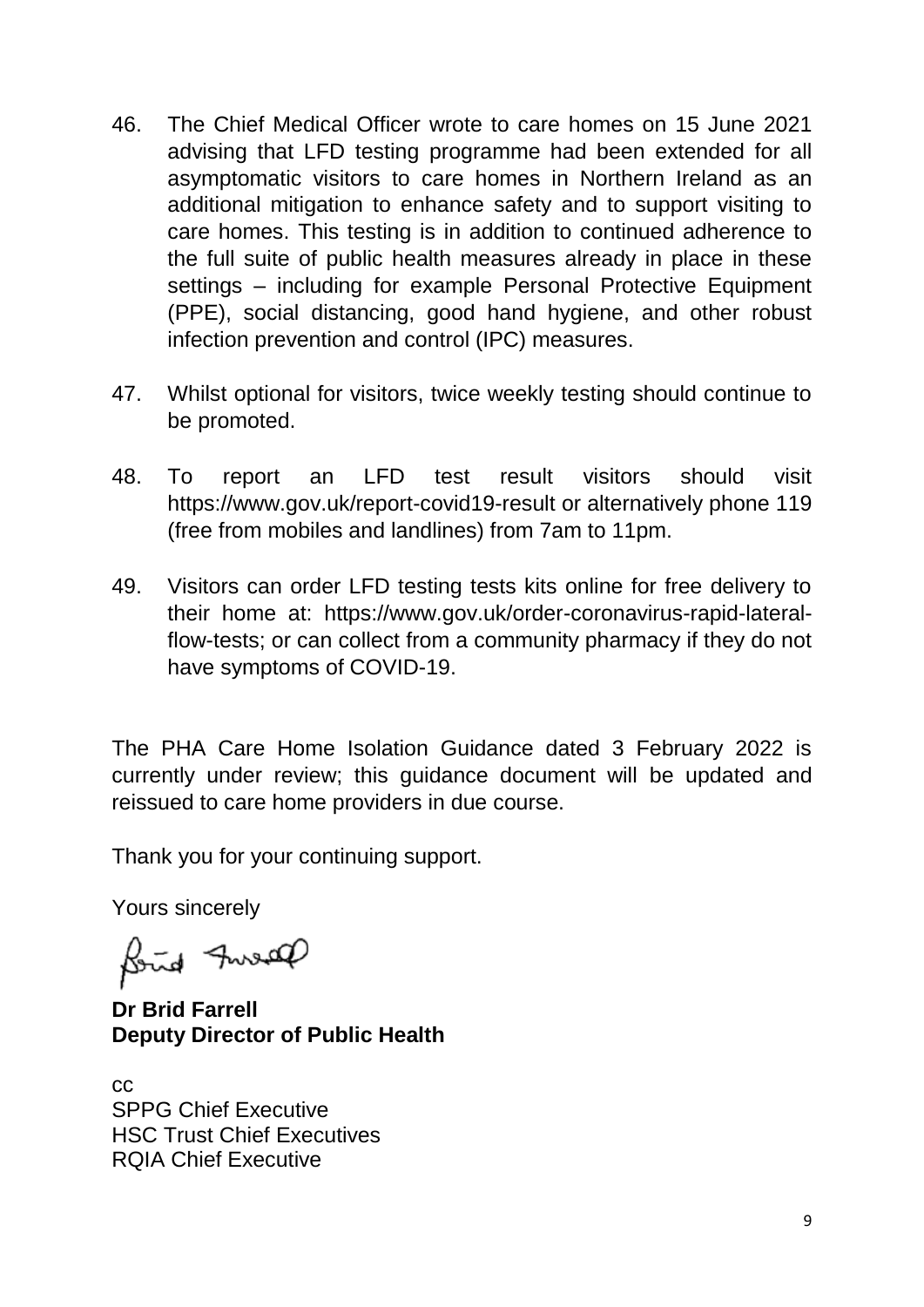46. The Chief Medical Officer wrote to care homes on 15 June 2021 advising that LFD testing programme had been extended for all asymptomatic visitors to care homes in Northern Ireland as an additional mitigation to enhance safety and to support visiting to care homes. This testing is in addition to continued adherence to the full suite of public health measures already in place in these settings – including for example Personal Protective Equipment (PPE), social distancing, good hand hygiene, and other robust infection prevention and control (IPC) measures.

47. Whilst optional for visitors, twice weekly testing should continue to be promoted.

48. To report an LFD test result visitors should visit https://www.gov.uk/report-covid19-result or alternatively phone 119 (free from mobiles and landlines) from 7am to 11pm.

49. Visitors can order LFD testing tests kits online for free delivery to their home at: https://www.gov.uk/order-coronavirus-rapid-lateral-flow-tests; or can collect from a community pharmacy if they do not have symptoms of COVID-19.

The PHA Care Home Isolation Guidance dated 3 February 2022 is currently under review; this guidance document will be updated and reissued to care home providers in due course.

Thank you for your continuing support.

Yours sincerely

**Dr Brid Farrell**
**Deputy Director of Public Health**

cc
SPPG Chief Executive
HSC Trust Chief Executives
RQIA Chief Executive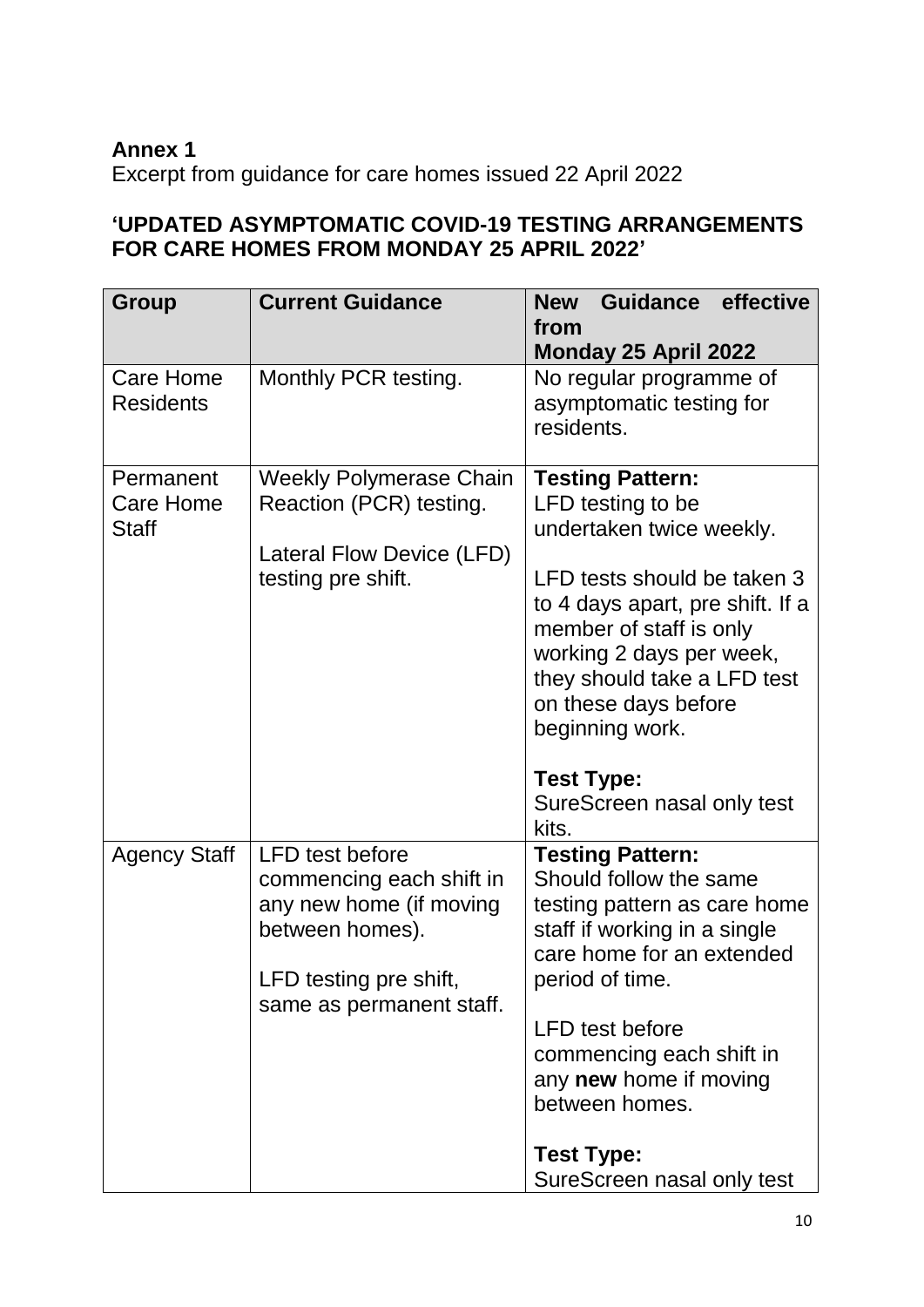**Annex 1**
Excerpt from guidance for care homes issued 22 April 2022

**'UPDATED ASYMPTOMATIC COVID-19 TESTING ARRANGEMENTS FOR CARE HOMES FROM MONDAY 25 APRIL 2022'**

| Group | Current Guidance | New Guidance effective from Monday 25 April 2022 |
|---|---|---|
| Care Home Residents | Monthly PCR testing. | No regular programme of asymptomatic testing for residents. |
| Permanent Care Home Staff | Weekly Polymerase Chain Reaction (PCR) testing.<br><br>Lateral Flow Device (LFD) testing pre shift. | **Testing Pattern:**<br>LFD testing to be undertaken twice weekly.<br><br>LFD tests should be taken 3 to 4 days apart, pre shift. If a member of staff is only working 2 days per week, they should take a LFD test on these days before beginning work.<br><br>**Test Type:**<br>SureScreen nasal only test kits. |
| Agency Staff | LFD test before commencing each shift in any new home (if moving between homes).<br><br>LFD testing pre shift, same as permanent staff. | **Testing Pattern:**<br>Should follow the same testing pattern as care home staff if working in a single care home for an extended period of time.<br><br>LFD test before commencing each shift in any **new** home if moving between homes.<br><br>**Test Type:**<br>SureScreen nasal only test |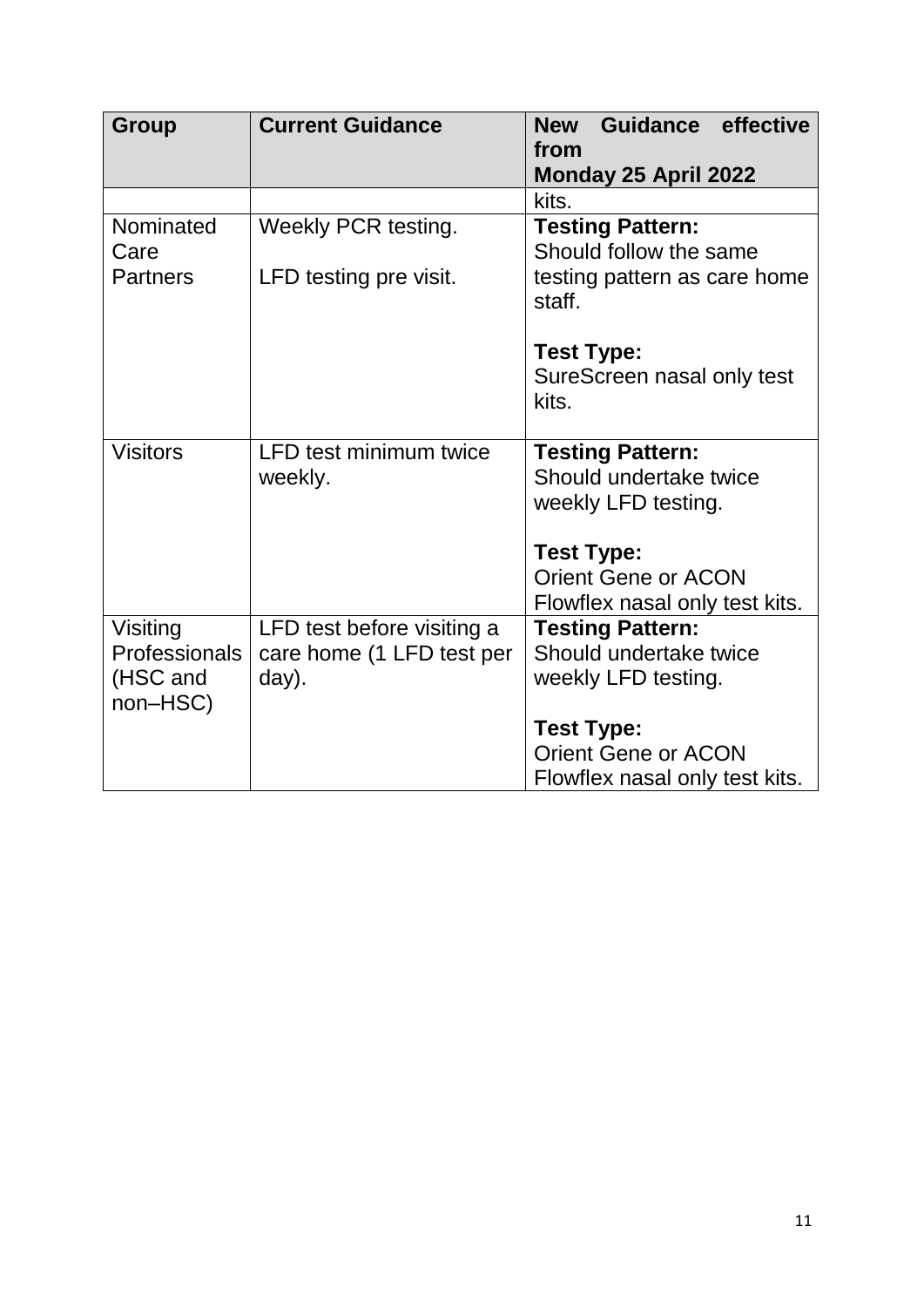| Group | Current Guidance | New Guidance effective from Monday 25 April 2022 |
|---|---|---|
| | | kits. |
| Nominated Care Partners | Weekly PCR testing.<br><br>LFD testing pre visit. | **Testing Pattern:**<br>Should follow the same testing pattern as care home staff.<br><br>**Test Type:**<br>SureScreen nasal only test kits. |
| Visitors | LFD test minimum twice weekly. | **Testing Pattern:**<br>Should undertake twice weekly LFD testing.<br><br>**Test Type:**<br>Orient Gene or ACON Flowflex nasal only test kits. |
| Visiting Professionals (HSC and non–HSC) | LFD test before visiting a care home (1 LFD test per day). | **Testing Pattern:**<br>Should undertake twice weekly LFD testing.<br><br>**Test Type:**<br>Orient Gene or ACON Flowflex nasal only test kits. |